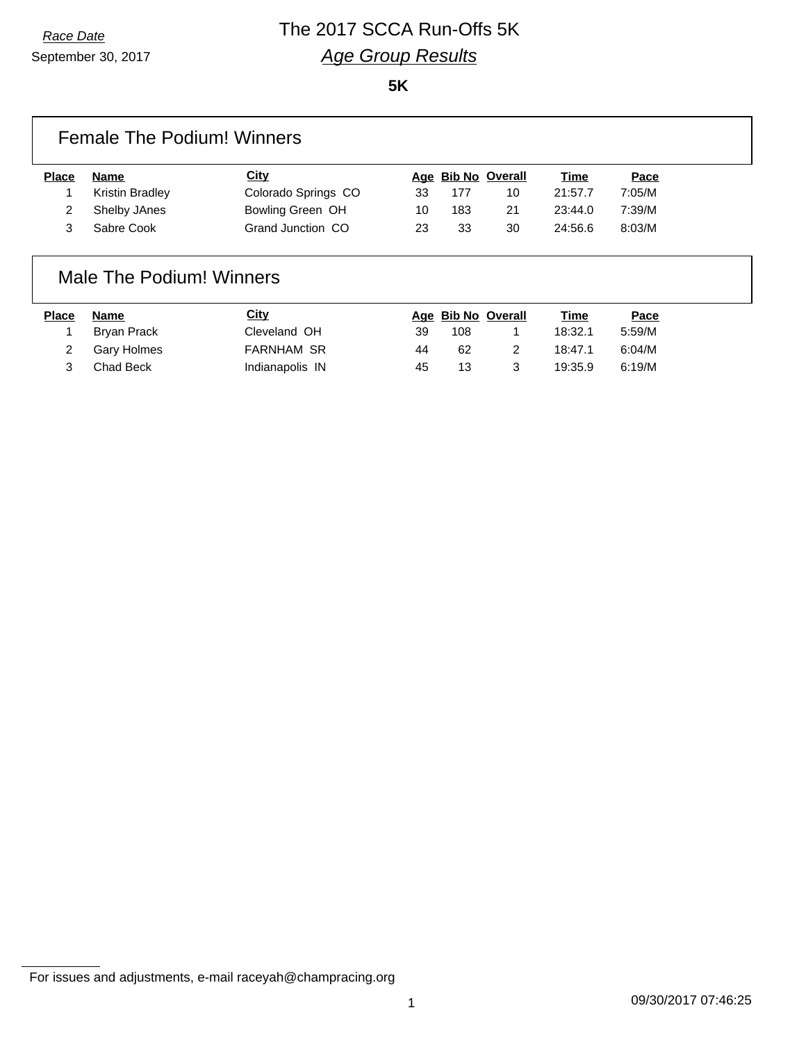*Race Date*

September 30, 2017

# The 2017 SCCA Run-Offs 5K

## *Age Group Results*

**5K**

### Female The Podium! Winners

| Place | Name | City | Age | Bib No | Overall | Time | Pace |
|---|---|---|---|---|---|---|---|
| 1 | Kristin Bradley | Colorado Springs CO | 33 | 177 | 10 | 21:57.7 | 7:05/M |
| 2 | Shelby JAnes | Bowling Green OH | 10 | 183 | 21 | 23:44.0 | 7:39/M |
| 3 | Sabre Cook | Grand Junction CO | 23 | 33 | 30 | 24:56.6 | 8:03/M |

### Male The Podium! Winners

| Place | Name | City | Age | Bib No | Overall | Time | Pace |
|---|---|---|---|---|---|---|---|
| 1 | Bryan Prack | Cleveland OH | 39 | 108 | 1 | 18:32.1 | 5:59/M |
| 2 | Gary Holmes | FARNHAM SR | 44 | 62 | 2 | 18:47.1 | 6:04/M |
| 3 | Chad Beck | Indianapolis IN | 45 | 13 | 3 | 19:35.9 | 6:19/M |

For issues and adjustments, e-mail raceyah@champracing.org

09/30/2017 07:46:25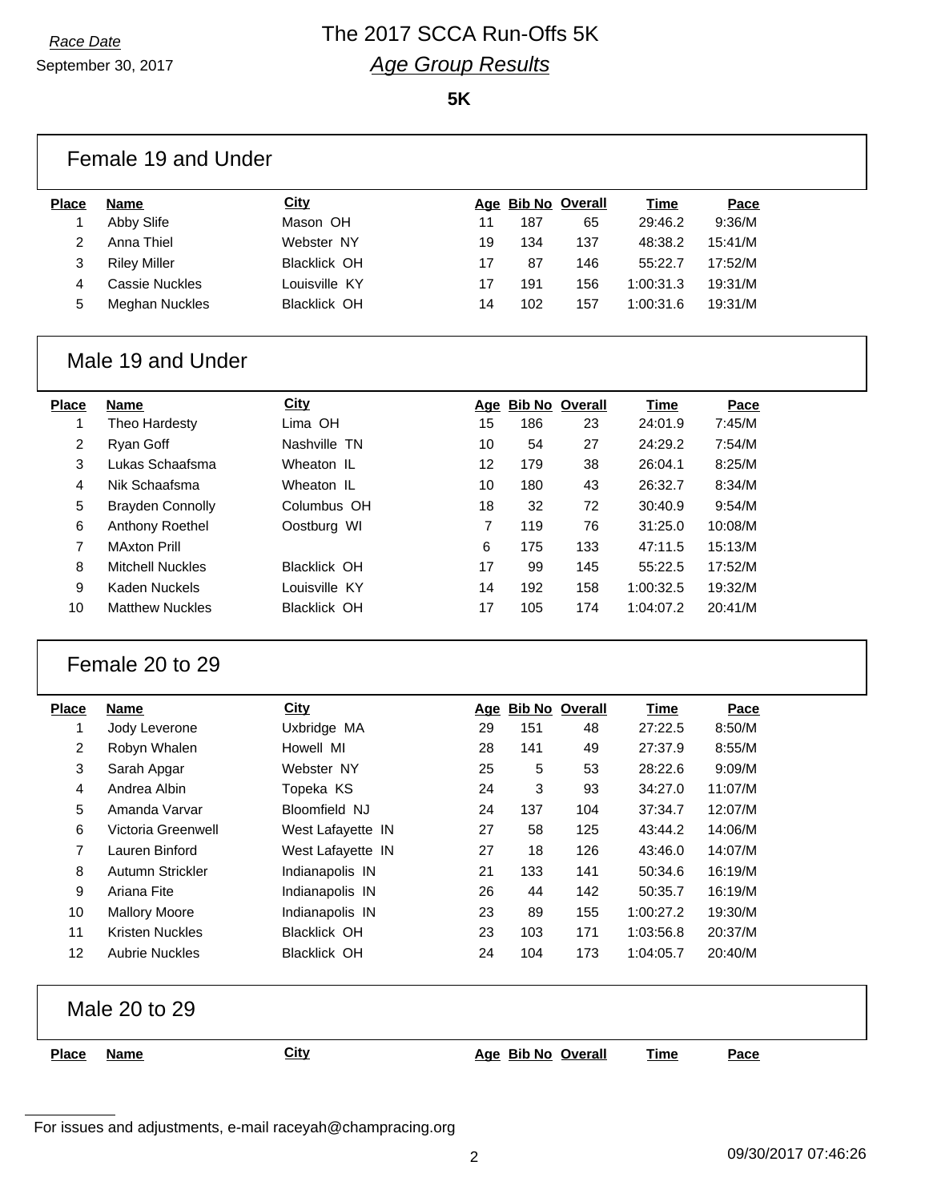# The 2017 SCCA Run-Offs 5K

*Race Date*
September 30, 2017

## *Age Group Results*

**5K**

### Female 19 and Under

| Place | Name | City | Age | Bib No | Overall | Time | Pace |
|---|---|---|---|---|---|---|---|
| 1 | Abby Slife | Mason OH | 11 | 187 | 65 | 29:46.2 | 9:36/M |
| 2 | Anna Thiel | Webster NY | 19 | 134 | 137 | 48:38.2 | 15:41/M |
| 3 | Riley Miller | Blacklick OH | 17 | 87 | 146 | 55:22.7 | 17:52/M |
| 4 | Cassie Nuckles | Louisville KY | 17 | 191 | 156 | 1:00:31.3 | 19:31/M |
| 5 | Meghan Nuckles | Blacklick OH | 14 | 102 | 157 | 1:00:31.6 | 19:31/M |

### Male 19 and Under

| Place | Name | City | Age | Bib No | Overall | Time | Pace |
|---|---|---|---|---|---|---|---|
| 1 | Theo Hardesty | Lima OH | 15 | 186 | 23 | 24:01.9 | 7:45/M |
| 2 | Ryan Goff | Nashville TN | 10 | 54 | 27 | 24:29.2 | 7:54/M |
| 3 | Lukas Schaafsma | Wheaton IL | 12 | 179 | 38 | 26:04.1 | 8:25/M |
| 4 | Nik Schaafsma | Wheaton IL | 10 | 180 | 43 | 26:32.7 | 8:34/M |
| 5 | Brayden Connolly | Columbus OH | 18 | 32 | 72 | 30:40.9 | 9:54/M |
| 6 | Anthony Roethel | Oostburg WI | 7 | 119 | 76 | 31:25.0 | 10:08/M |
| 7 | MAxton Prill | | 6 | 175 | 133 | 47:11.5 | 15:13/M |
| 8 | Mitchell Nuckles | Blacklick OH | 17 | 99 | 145 | 55:22.5 | 17:52/M |
| 9 | Kaden Nuckels | Louisville KY | 14 | 192 | 158 | 1:00:32.5 | 19:32/M |
| 10 | Matthew Nuckles | Blacklick OH | 17 | 105 | 174 | 1:04:07.2 | 20:41/M |

### Female 20 to 29

| Place | Name | City | Age | Bib No | Overall | Time | Pace |
|---|---|---|---|---|---|---|---|
| 1 | Jody Leverone | Uxbridge MA | 29 | 151 | 48 | 27:22.5 | 8:50/M |
| 2 | Robyn Whalen | Howell MI | 28 | 141 | 49 | 27:37.9 | 8:55/M |
| 3 | Sarah Apgar | Webster NY | 25 | 5 | 53 | 28:22.6 | 9:09/M |
| 4 | Andrea Albin | Topeka KS | 24 | 3 | 93 | 34:27.0 | 11:07/M |
| 5 | Amanda Varvar | Bloomfield NJ | 24 | 137 | 104 | 37:34.7 | 12:07/M |
| 6 | Victoria Greenwell | West Lafayette IN | 27 | 58 | 125 | 43:44.2 | 14:06/M |
| 7 | Lauren Binford | West Lafayette IN | 27 | 18 | 126 | 43:46.0 | 14:07/M |
| 8 | Autumn Strickler | Indianapolis IN | 21 | 133 | 141 | 50:34.6 | 16:19/M |
| 9 | Ariana Fite | Indianapolis IN | 26 | 44 | 142 | 50:35.7 | 16:19/M |
| 10 | Mallory Moore | Indianapolis IN | 23 | 89 | 155 | 1:00:27.2 | 19:30/M |
| 11 | Kristen Nuckles | Blacklick OH | 23 | 103 | 171 | 1:03:56.8 | 20:37/M |
| 12 | Aubrie Nuckles | Blacklick OH | 24 | 104 | 173 | 1:04:05.7 | 20:40/M |

### Male 20 to 29

| Place | Name | City | Age | Bib No | Overall | Time | Pace |
|---|---|---|---|---|---|---|---|

For issues and adjustments, e-mail raceyah@champracing.org

09/30/2017 07:46:26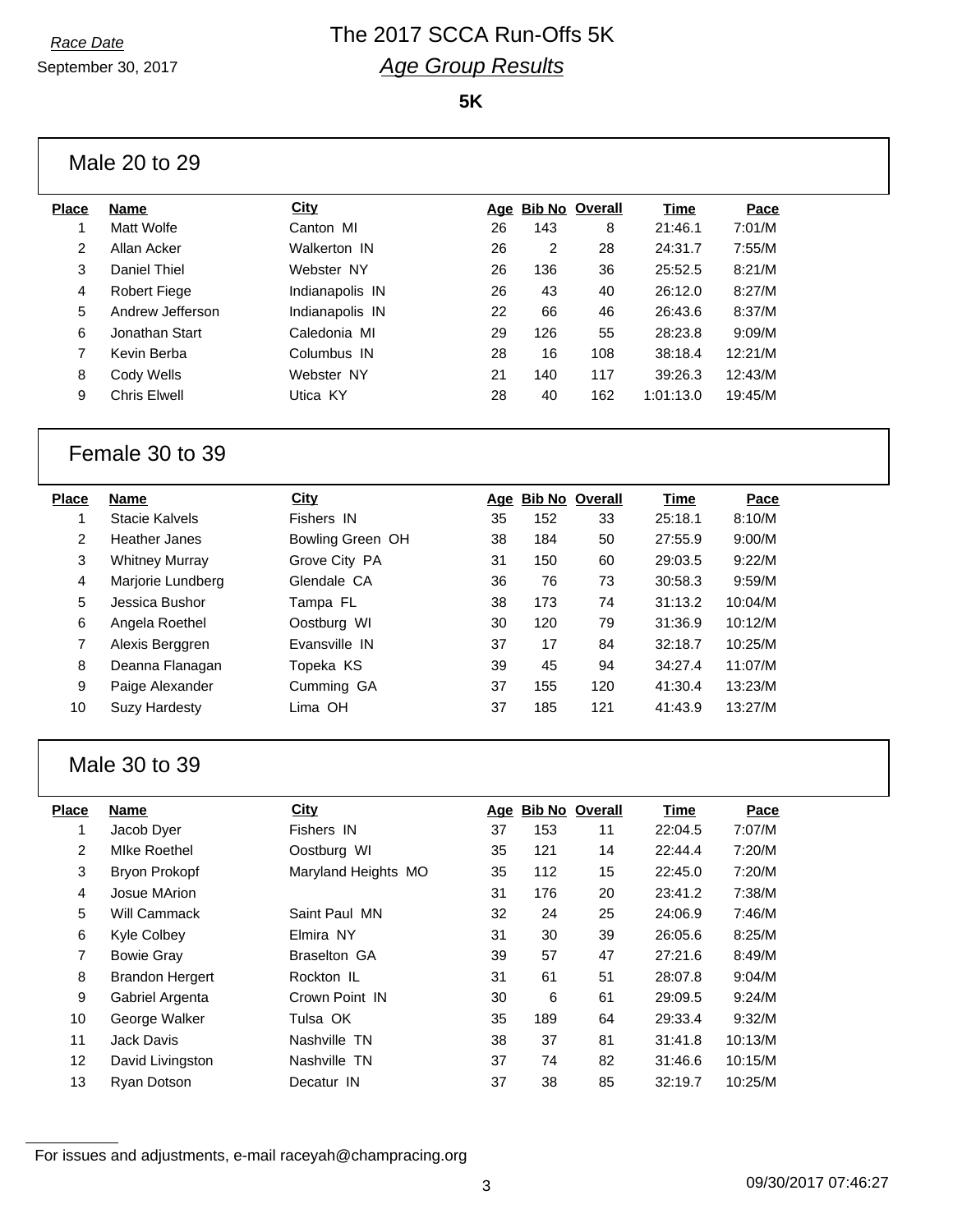*Race Date*

September 30, 2017

# The 2017 SCCA Run-Offs 5K

## *Age Group Results*

**5K**

### Male 20 to 29

| Place | Name | City | Age | Bib No | Overall | Time | Pace |
|---|---|---|---|---|---|---|---|
| 1 | Matt Wolfe | Canton MI | 26 | 143 | 8 | 21:46.1 | 7:01/M |
| 2 | Allan Acker | Walkerton IN | 26 | 2 | 28 | 24:31.7 | 7:55/M |
| 3 | Daniel Thiel | Webster NY | 26 | 136 | 36 | 25:52.5 | 8:21/M |
| 4 | Robert Fiege | Indianapolis IN | 26 | 43 | 40 | 26:12.0 | 8:27/M |
| 5 | Andrew Jefferson | Indianapolis IN | 22 | 66 | 46 | 26:43.6 | 8:37/M |
| 6 | Jonathan Start | Caledonia MI | 29 | 126 | 55 | 28:23.8 | 9:09/M |
| 7 | Kevin Berba | Columbus IN | 28 | 16 | 108 | 38:18.4 | 12:21/M |
| 8 | Cody Wells | Webster NY | 21 | 140 | 117 | 39:26.3 | 12:43/M |
| 9 | Chris Elwell | Utica KY | 28 | 40 | 162 | 1:01:13.0 | 19:45/M |

### Female 30 to 39

| Place | Name | City | Age | Bib No | Overall | Time | Pace |
|---|---|---|---|---|---|---|---|
| 1 | Stacie Kalvels | Fishers IN | 35 | 152 | 33 | 25:18.1 | 8:10/M |
| 2 | Heather Janes | Bowling Green OH | 38 | 184 | 50 | 27:55.9 | 9:00/M |
| 3 | Whitney Murray | Grove City PA | 31 | 150 | 60 | 29:03.5 | 9:22/M |
| 4 | Marjorie Lundberg | Glendale CA | 36 | 76 | 73 | 30:58.3 | 9:59/M |
| 5 | Jessica Bushor | Tampa FL | 38 | 173 | 74 | 31:13.2 | 10:04/M |
| 6 | Angela Roethel | Oostburg WI | 30 | 120 | 79 | 31:36.9 | 10:12/M |
| 7 | Alexis Berggren | Evansville IN | 37 | 17 | 84 | 32:18.7 | 10:25/M |
| 8 | Deanna Flanagan | Topeka KS | 39 | 45 | 94 | 34:27.4 | 11:07/M |
| 9 | Paige Alexander | Cumming GA | 37 | 155 | 120 | 41:30.4 | 13:23/M |
| 10 | Suzy Hardesty | Lima OH | 37 | 185 | 121 | 41:43.9 | 13:27/M |

### Male 30 to 39

| Place | Name | City | Age | Bib No | Overall | Time | Pace |
|---|---|---|---|---|---|---|---|
| 1 | Jacob Dyer | Fishers IN | 37 | 153 | 11 | 22:04.5 | 7:07/M |
| 2 | MIke Roethel | Oostburg WI | 35 | 121 | 14 | 22:44.4 | 7:20/M |
| 3 | Bryon Prokopf | Maryland Heights MO | 35 | 112 | 15 | 22:45.0 | 7:20/M |
| 4 | Josue MArion | | 31 | 176 | 20 | 23:41.2 | 7:38/M |
| 5 | Will Cammack | Saint Paul MN | 32 | 24 | 25 | 24:06.9 | 7:46/M |
| 6 | Kyle Colbey | Elmira NY | 31 | 30 | 39 | 26:05.6 | 8:25/M |
| 7 | Bowie Gray | Braselton GA | 39 | 57 | 47 | 27:21.6 | 8:49/M |
| 8 | Brandon Hergert | Rockton IL | 31 | 61 | 51 | 28:07.8 | 9:04/M |
| 9 | Gabriel Argenta | Crown Point IN | 30 | 6 | 61 | 29:09.5 | 9:24/M |
| 10 | George Walker | Tulsa OK | 35 | 189 | 64 | 29:33.4 | 9:32/M |
| 11 | Jack Davis | Nashville TN | 38 | 37 | 81 | 31:41.8 | 10:13/M |
| 12 | David Livingston | Nashville TN | 37 | 74 | 82 | 31:46.6 | 10:15/M |
| 13 | Ryan Dotson | Decatur IN | 37 | 38 | 85 | 32:19.7 | 10:25/M |

For issues and adjustments, e-mail raceyah@champracing.org

09/30/2017 07:46:27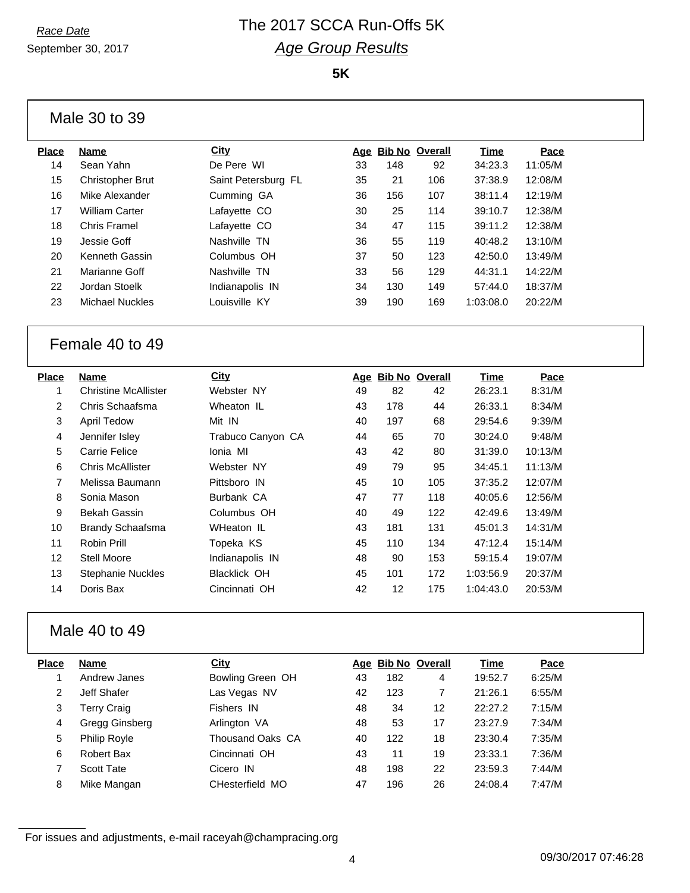*Race Date*

September 30, 2017

# The 2017 SCCA Run-Offs 5K

## *Age Group Results*

**5K**

### Male 30 to 39

| Place | Name | City | Age | Bib No | Overall | Time | Pace |
|---|---|---|---|---|---|---|---|
| 14 | Sean Yahn | De Pere WI | 33 | 148 | 92 | 34:23.3 | 11:05/M |
| 15 | Christopher Brut | Saint Petersburg FL | 35 | 21 | 106 | 37:38.9 | 12:08/M |
| 16 | Mike Alexander | Cumming GA | 36 | 156 | 107 | 38:11.4 | 12:19/M |
| 17 | William Carter | Lafayette CO | 30 | 25 | 114 | 39:10.7 | 12:38/M |
| 18 | Chris Framel | Lafayette CO | 34 | 47 | 115 | 39:11.2 | 12:38/M |
| 19 | Jessie Goff | Nashville TN | 36 | 55 | 119 | 40:48.2 | 13:10/M |
| 20 | Kenneth Gassin | Columbus OH | 37 | 50 | 123 | 42:50.0 | 13:49/M |
| 21 | Marianne Goff | Nashville TN | 33 | 56 | 129 | 44:31.1 | 14:22/M |
| 22 | Jordan Stoelk | Indianapolis IN | 34 | 130 | 149 | 57:44.0 | 18:37/M |
| 23 | Michael Nuckles | Louisville KY | 39 | 190 | 169 | 1:03:08.0 | 20:22/M |

### Female 40 to 49

| Place | Name | City | Age | Bib No | Overall | Time | Pace |
|---|---|---|---|---|---|---|---|
| 1 | Christine McAllister | Webster NY | 49 | 82 | 42 | 26:23.1 | 8:31/M |
| 2 | Chris Schaafsma | Wheaton IL | 43 | 178 | 44 | 26:33.1 | 8:34/M |
| 3 | April Tedow | Mit IN | 40 | 197 | 68 | 29:54.6 | 9:39/M |
| 4 | Jennifer Isley | Trabuco Canyon CA | 44 | 65 | 70 | 30:24.0 | 9:48/M |
| 5 | Carrie Felice | Ionia MI | 43 | 42 | 80 | 31:39.0 | 10:13/M |
| 6 | Chris McAllister | Webster NY | 49 | 79 | 95 | 34:45.1 | 11:13/M |
| 7 | Melissa Baumann | Pittsboro IN | 45 | 10 | 105 | 37:35.2 | 12:07/M |
| 8 | Sonia Mason | Burbank CA | 47 | 77 | 118 | 40:05.6 | 12:56/M |
| 9 | Bekah Gassin | Columbus OH | 40 | 49 | 122 | 42:49.6 | 13:49/M |
| 10 | Brandy Schaafsma | WHeaton IL | 43 | 181 | 131 | 45:01.3 | 14:31/M |
| 11 | Robin Prill | Topeka KS | 45 | 110 | 134 | 47:12.4 | 15:14/M |
| 12 | Stell Moore | Indianapolis IN | 48 | 90 | 153 | 59:15.4 | 19:07/M |
| 13 | Stephanie Nuckles | Blacklick OH | 45 | 101 | 172 | 1:03:56.9 | 20:37/M |
| 14 | Doris Bax | Cincinnati OH | 42 | 12 | 175 | 1:04:43.0 | 20:53/M |

### Male 40 to 49

| Place | Name | City | Age | Bib No | Overall | Time | Pace |
|---|---|---|---|---|---|---|---|
| 1 | Andrew Janes | Bowling Green OH | 43 | 182 | 4 | 19:52.7 | 6:25/M |
| 2 | Jeff Shafer | Las Vegas NV | 42 | 123 | 7 | 21:26.1 | 6:55/M |
| 3 | Terry Craig | Fishers IN | 48 | 34 | 12 | 22:27.2 | 7:15/M |
| 4 | Gregg Ginsberg | Arlington VA | 48 | 53 | 17 | 23:27.9 | 7:34/M |
| 5 | Philip Royle | Thousand Oaks CA | 40 | 122 | 18 | 23:30.4 | 7:35/M |
| 6 | Robert Bax | Cincinnati OH | 43 | 11 | 19 | 23:33.1 | 7:36/M |
| 7 | Scott Tate | Cicero IN | 48 | 198 | 22 | 23:59.3 | 7:44/M |
| 8 | Mike Mangan | CHesterfield MO | 47 | 196 | 26 | 24:08.4 | 7:47/M |

For issues and adjustments, e-mail raceyah@champracing.org

09/30/2017 07:46:28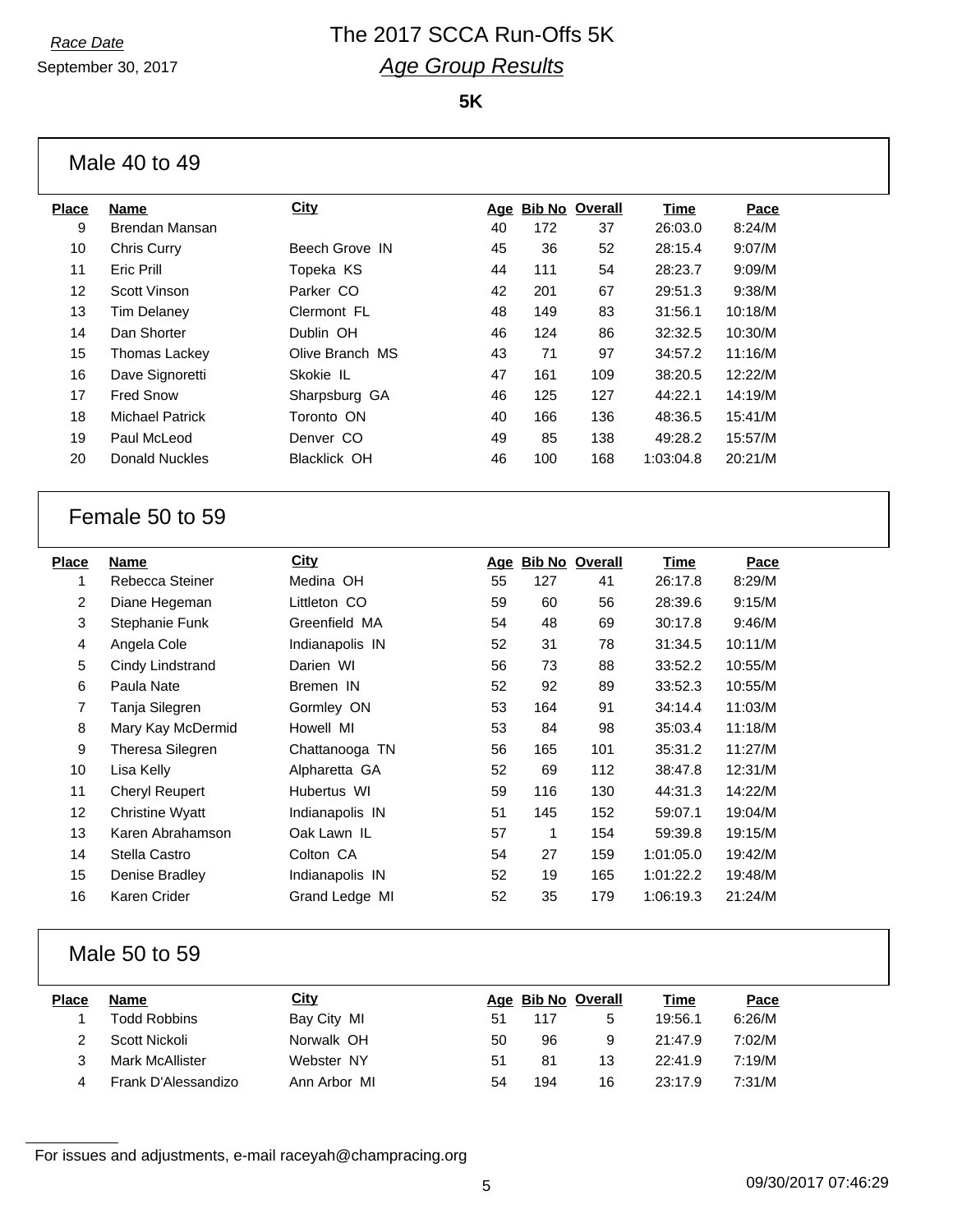Race Date

September 30, 2017

# The 2017 SCCA Run-Offs 5K

## Age Group Results

**5K**

### Male 40 to 49

| Place | Name | City | Age | Bib No | Overall | Time | Pace |
|---|---|---|---|---|---|---|---|
| 9 | Brendan Mansan | | 40 | 172 | 37 | 26:03.0 | 8:24/M |
| 10 | Chris Curry | Beech Grove IN | 45 | 36 | 52 | 28:15.4 | 9:07/M |
| 11 | Eric Prill | Topeka KS | 44 | 111 | 54 | 28:23.7 | 9:09/M |
| 12 | Scott Vinson | Parker CO | 42 | 201 | 67 | 29:51.3 | 9:38/M |
| 13 | Tim Delaney | Clermont FL | 48 | 149 | 83 | 31:56.1 | 10:18/M |
| 14 | Dan Shorter | Dublin OH | 46 | 124 | 86 | 32:32.5 | 10:30/M |
| 15 | Thomas Lackey | Olive Branch MS | 43 | 71 | 97 | 34:57.2 | 11:16/M |
| 16 | Dave Signoretti | Skokie IL | 47 | 161 | 109 | 38:20.5 | 12:22/M |
| 17 | Fred Snow | Sharpsburg GA | 46 | 125 | 127 | 44:22.1 | 14:19/M |
| 18 | Michael Patrick | Toronto ON | 40 | 166 | 136 | 48:36.5 | 15:41/M |
| 19 | Paul McLeod | Denver CO | 49 | 85 | 138 | 49:28.2 | 15:57/M |
| 20 | Donald Nuckles | Blacklick OH | 46 | 100 | 168 | 1:03:04.8 | 20:21/M |

### Female 50 to 59

| Place | Name | City | Age | Bib No | Overall | Time | Pace |
|---|---|---|---|---|---|---|---|
| 1 | Rebecca Steiner | Medina OH | 55 | 127 | 41 | 26:17.8 | 8:29/M |
| 2 | Diane Hegeman | Littleton CO | 59 | 60 | 56 | 28:39.6 | 9:15/M |
| 3 | Stephanie Funk | Greenfield MA | 54 | 48 | 69 | 30:17.8 | 9:46/M |
| 4 | Angela Cole | Indianapolis IN | 52 | 31 | 78 | 31:34.5 | 10:11/M |
| 5 | Cindy Lindstrand | Darien WI | 56 | 73 | 88 | 33:52.2 | 10:55/M |
| 6 | Paula Nate | Bremen IN | 52 | 92 | 89 | 33:52.3 | 10:55/M |
| 7 | Tanja Silegren | Gormley ON | 53 | 164 | 91 | 34:14.4 | 11:03/M |
| 8 | Mary Kay McDermid | Howell MI | 53 | 84 | 98 | 35:03.4 | 11:18/M |
| 9 | Theresa Silegren | Chattanooga TN | 56 | 165 | 101 | 35:31.2 | 11:27/M |
| 10 | Lisa Kelly | Alpharetta GA | 52 | 69 | 112 | 38:47.8 | 12:31/M |
| 11 | Cheryl Reupert | Hubertus WI | 59 | 116 | 130 | 44:31.3 | 14:22/M |
| 12 | Christine Wyatt | Indianapolis IN | 51 | 145 | 152 | 59:07.1 | 19:04/M |
| 13 | Karen Abrahamson | Oak Lawn IL | 57 | 1 | 154 | 59:39.8 | 19:15/M |
| 14 | Stella Castro | Colton CA | 54 | 27 | 159 | 1:01:05.0 | 19:42/M |
| 15 | Denise Bradley | Indianapolis IN | 52 | 19 | 165 | 1:01:22.2 | 19:48/M |
| 16 | Karen Crider | Grand Ledge MI | 52 | 35 | 179 | 1:06:19.3 | 21:24/M |

### Male 50 to 59

| Place | Name | City | Age | Bib No | Overall | Time | Pace |
|---|---|---|---|---|---|---|---|
| 1 | Todd Robbins | Bay City MI | 51 | 117 | 5 | 19:56.1 | 6:26/M |
| 2 | Scott Nickoli | Norwalk OH | 50 | 96 | 9 | 21:47.9 | 7:02/M |
| 3 | Mark McAllister | Webster NY | 51 | 81 | 13 | 22:41.9 | 7:19/M |
| 4 | Frank D'Alessandizo | Ann Arbor MI | 54 | 194 | 16 | 23:17.9 | 7:31/M |

For issues and adjustments, e-mail raceyah@champracing.org

09/30/2017 07:46:29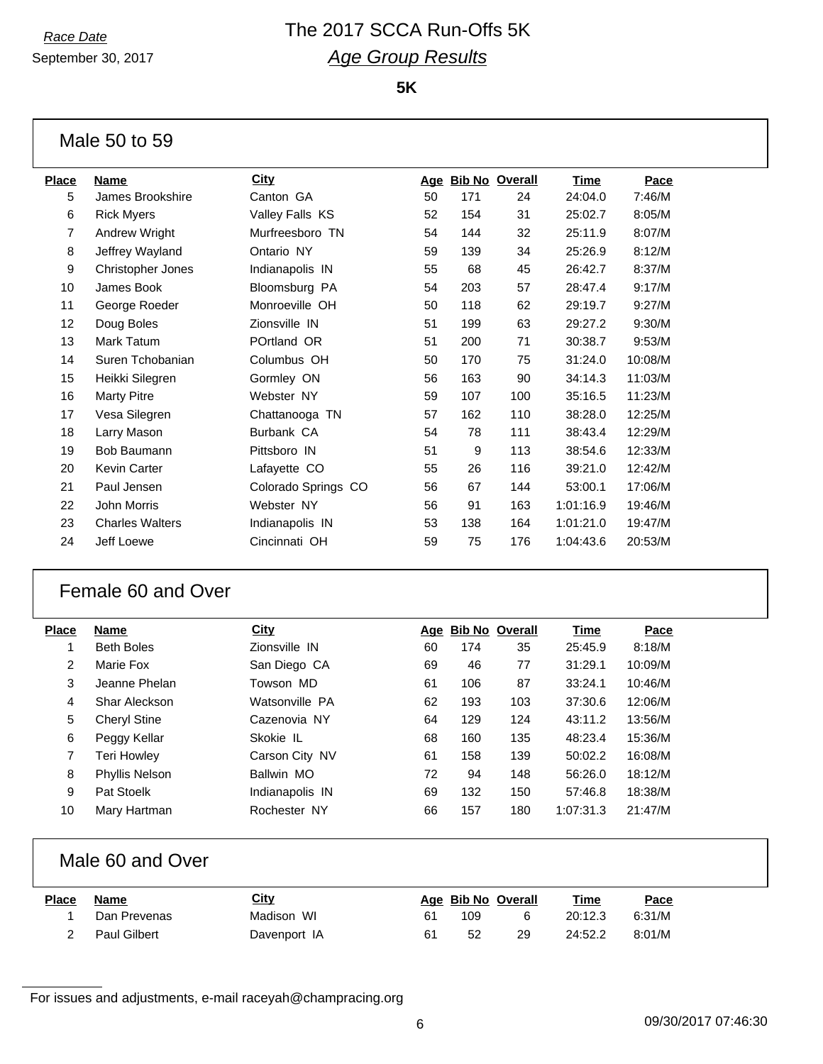*Race Date*
September 30, 2017

# The 2017 SCCA Run-Offs 5K
## *Age Group Results*

**5K**

### Male 50 to 59

| Place | Name | City | Age | Bib No | Overall | Time | Pace |
|---|---|---|---|---|---|---|---|
| 5 | James Brookshire | Canton GA | 50 | 171 | 24 | 24:04.0 | 7:46/M |
| 6 | Rick Myers | Valley Falls KS | 52 | 154 | 31 | 25:02.7 | 8:05/M |
| 7 | Andrew Wright | Murfreesboro TN | 54 | 144 | 32 | 25:11.9 | 8:07/M |
| 8 | Jeffrey Wayland | Ontario NY | 59 | 139 | 34 | 25:26.9 | 8:12/M |
| 9 | Christopher Jones | Indianapolis IN | 55 | 68 | 45 | 26:42.7 | 8:37/M |
| 10 | James Book | Bloomsburg PA | 54 | 203 | 57 | 28:47.4 | 9:17/M |
| 11 | George Roeder | Monroeville OH | 50 | 118 | 62 | 29:19.7 | 9:27/M |
| 12 | Doug Boles | Zionsville IN | 51 | 199 | 63 | 29:27.2 | 9:30/M |
| 13 | Mark Tatum | POrtland OR | 51 | 200 | 71 | 30:38.7 | 9:53/M |
| 14 | Suren Tchobanian | Columbus OH | 50 | 170 | 75 | 31:24.0 | 10:08/M |
| 15 | Heikki Silegren | Gormley ON | 56 | 163 | 90 | 34:14.3 | 11:03/M |
| 16 | Marty Pitre | Webster NY | 59 | 107 | 100 | 35:16.5 | 11:23/M |
| 17 | Vesa Silegren | Chattanooga TN | 57 | 162 | 110 | 38:28.0 | 12:25/M |
| 18 | Larry Mason | Burbank CA | 54 | 78 | 111 | 38:43.4 | 12:29/M |
| 19 | Bob Baumann | Pittsboro IN | 51 | 9 | 113 | 38:54.6 | 12:33/M |
| 20 | Kevin Carter | Lafayette CO | 55 | 26 | 116 | 39:21.0 | 12:42/M |
| 21 | Paul Jensen | Colorado Springs CO | 56 | 67 | 144 | 53:00.1 | 17:06/M |
| 22 | John Morris | Webster NY | 56 | 91 | 163 | 1:01:16.9 | 19:46/M |
| 23 | Charles Walters | Indianapolis IN | 53 | 138 | 164 | 1:01:21.0 | 19:47/M |
| 24 | Jeff Loewe | Cincinnati OH | 59 | 75 | 176 | 1:04:43.6 | 20:53/M |

### Female 60 and Over

| Place | Name | City | Age | Bib No | Overall | Time | Pace |
|---|---|---|---|---|---|---|---|
| 1 | Beth Boles | Zionsville IN | 60 | 174 | 35 | 25:45.9 | 8:18/M |
| 2 | Marie Fox | San Diego CA | 69 | 46 | 77 | 31:29.1 | 10:09/M |
| 3 | Jeanne Phelan | Towson MD | 61 | 106 | 87 | 33:24.1 | 10:46/M |
| 4 | Shar Aleckson | Watsonville PA | 62 | 193 | 103 | 37:30.6 | 12:06/M |
| 5 | Cheryl Stine | Cazenovia NY | 64 | 129 | 124 | 43:11.2 | 13:56/M |
| 6 | Peggy Kellar | Skokie IL | 68 | 160 | 135 | 48:23.4 | 15:36/M |
| 7 | Teri Howley | Carson City NV | 61 | 158 | 139 | 50:02.2 | 16:08/M |
| 8 | Phyllis Nelson | Ballwin MO | 72 | 94 | 148 | 56:26.0 | 18:12/M |
| 9 | Pat Stoelk | Indianapolis IN | 69 | 132 | 150 | 57:46.8 | 18:38/M |
| 10 | Mary Hartman | Rochester NY | 66 | 157 | 180 | 1:07:31.3 | 21:47/M |

### Male 60 and Over

| Place | Name | City | Age | Bib No | Overall | Time | Pace |
|---|---|---|---|---|---|---|---|
| 1 | Dan Prevenas | Madison WI | 61 | 109 | 6 | 20:12.3 | 6:31/M |
| 2 | Paul Gilbert | Davenport IA | 61 | 52 | 29 | 24:52.2 | 8:01/M |

For issues and adjustments, e-mail raceyah@champracing.org

09/30/2017 07:46:30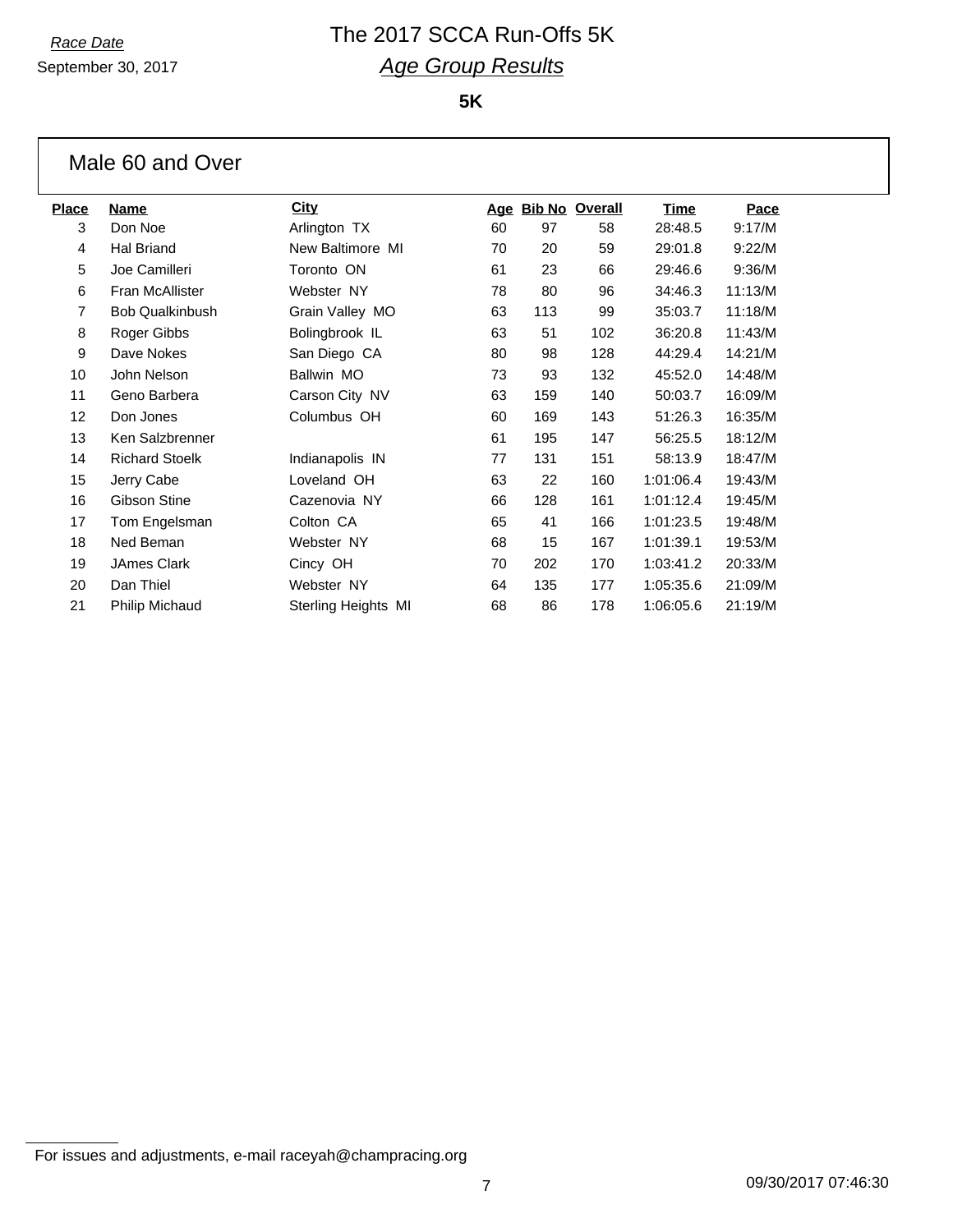Race Date

September 30, 2017

# The 2017 SCCA Run-Offs 5K

## *Age Group Results*

**5K**

## Male 60 and Over

| Place | Name | City | Age | Bib No | Overall | Time | Pace |
|---|---|---|---|---|---|---|---|
| 3 | Don Noe | Arlington TX | 60 | 97 | 58 | 28:48.5 | 9:17/M |
| 4 | Hal Briand | New Baltimore MI | 70 | 20 | 59 | 29:01.8 | 9:22/M |
| 5 | Joe Camilleri | Toronto ON | 61 | 23 | 66 | 29:46.6 | 9:36/M |
| 6 | Fran McAllister | Webster NY | 78 | 80 | 96 | 34:46.3 | 11:13/M |
| 7 | Bob Qualkinbush | Grain Valley MO | 63 | 113 | 99 | 35:03.7 | 11:18/M |
| 8 | Roger Gibbs | Bolingbrook IL | 63 | 51 | 102 | 36:20.8 | 11:43/M |
| 9 | Dave Nokes | San Diego CA | 80 | 98 | 128 | 44:29.4 | 14:21/M |
| 10 | John Nelson | Ballwin MO | 73 | 93 | 132 | 45:52.0 | 14:48/M |
| 11 | Geno Barbera | Carson City NV | 63 | 159 | 140 | 50:03.7 | 16:09/M |
| 12 | Don Jones | Columbus OH | 60 | 169 | 143 | 51:26.3 | 16:35/M |
| 13 | Ken Salzbrenner | | 61 | 195 | 147 | 56:25.5 | 18:12/M |
| 14 | Richard Stoelk | Indianapolis IN | 77 | 131 | 151 | 58:13.9 | 18:47/M |
| 15 | Jerry Cabe | Loveland OH | 63 | 22 | 160 | 1:01:06.4 | 19:43/M |
| 16 | Gibson Stine | Cazenovia NY | 66 | 128 | 161 | 1:01:12.4 | 19:45/M |
| 17 | Tom Engelsman | Colton CA | 65 | 41 | 166 | 1:01:23.5 | 19:48/M |
| 18 | Ned Beman | Webster NY | 68 | 15 | 167 | 1:01:39.1 | 19:53/M |
| 19 | JAmes Clark | Cincy OH | 70 | 202 | 170 | 1:03:41.2 | 20:33/M |
| 20 | Dan Thiel | Webster NY | 64 | 135 | 177 | 1:05:35.6 | 21:09/M |
| 21 | Philip Michaud | Sterling Heights MI | 68 | 86 | 178 | 1:06:05.6 | 21:19/M |

For issues and adjustments, e-mail raceyah@champracing.org

09/30/2017 07:46:30